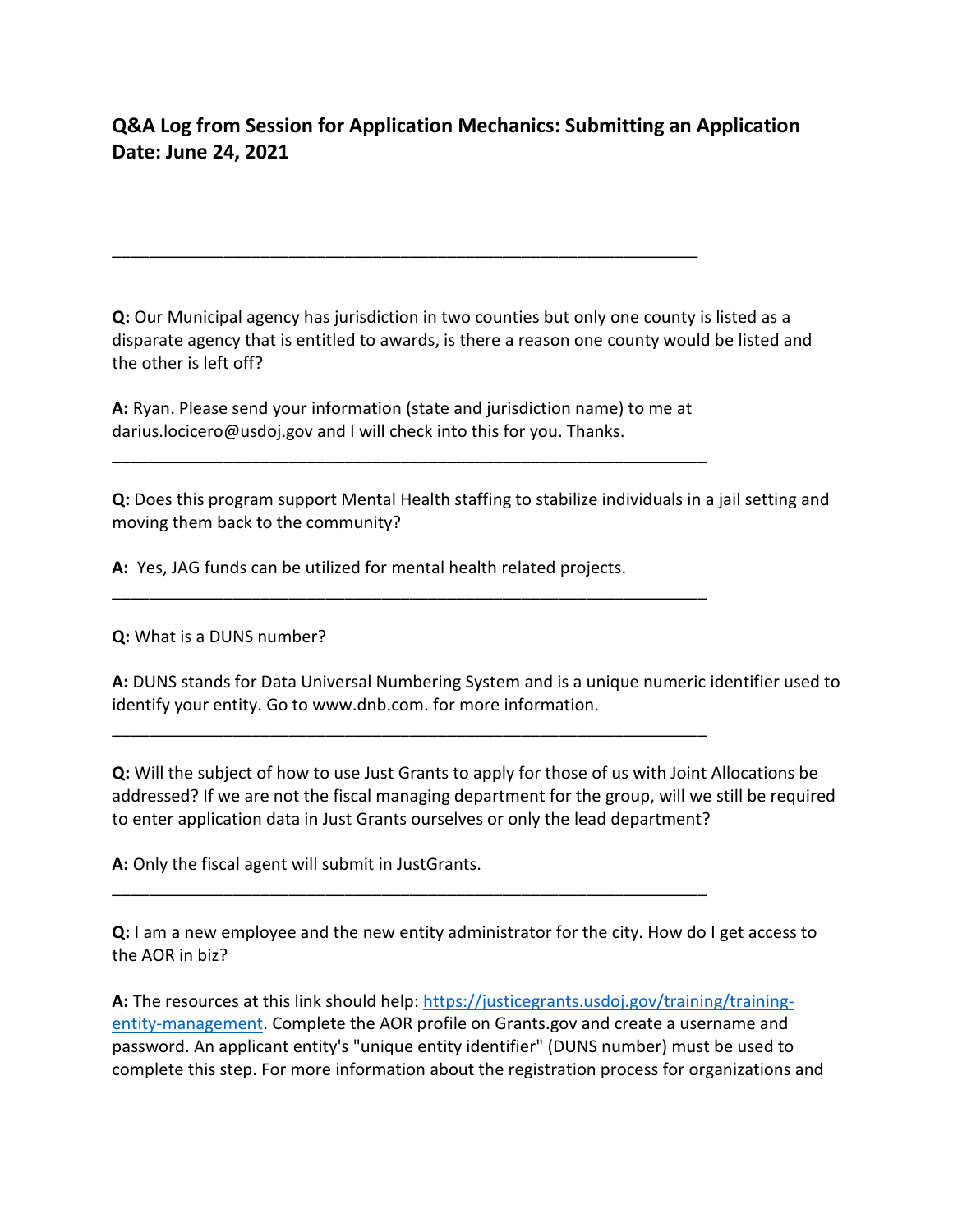**Q&A Log from Session for Application Mechanics: Submitting an Application**
**Date: June 24, 2021**

---

**Q:** Our Municipal agency has jurisdiction in two counties but only one county is listed as a disparate agency that is entitled to awards, is there a reason one county would be listed and the other is left off?

**A:** Ryan. Please send your information (state and jurisdiction name) to me at darius.locicero@usdoj.gov and I will check into this for you. Thanks.

---

**Q:** Does this program support Mental Health staffing to stabilize individuals in a jail setting and moving them back to the community?

**A:** Yes, JAG funds can be utilized for mental health related projects.

---

**Q:** What is a DUNS number?

**A:** DUNS stands for Data Universal Numbering System and is a unique numeric identifier used to identify your entity. Go to www.dnb.com. for more information.

---

**Q:** Will the subject of how to use Just Grants to apply for those of us with Joint Allocations be addressed? If we are not the fiscal managing department for the group, will we still be required to enter application data in Just Grants ourselves or only the lead department?

**A:** Only the fiscal agent will submit in JustGrants.

---

**Q:** I am a new employee and the new entity administrator for the city. How do I get access to the AOR in biz?

**A:** The resources at this link should help: [https://justicegrants.usdoj.gov/training/training-entity-management](https://justicegrants.usdoj.gov/training/training-entity-management). Complete the AOR profile on Grants.gov and create a username and password. An applicant entity's "unique entity identifier" (DUNS number) must be used to complete this step. For more information about the registration process for organizations and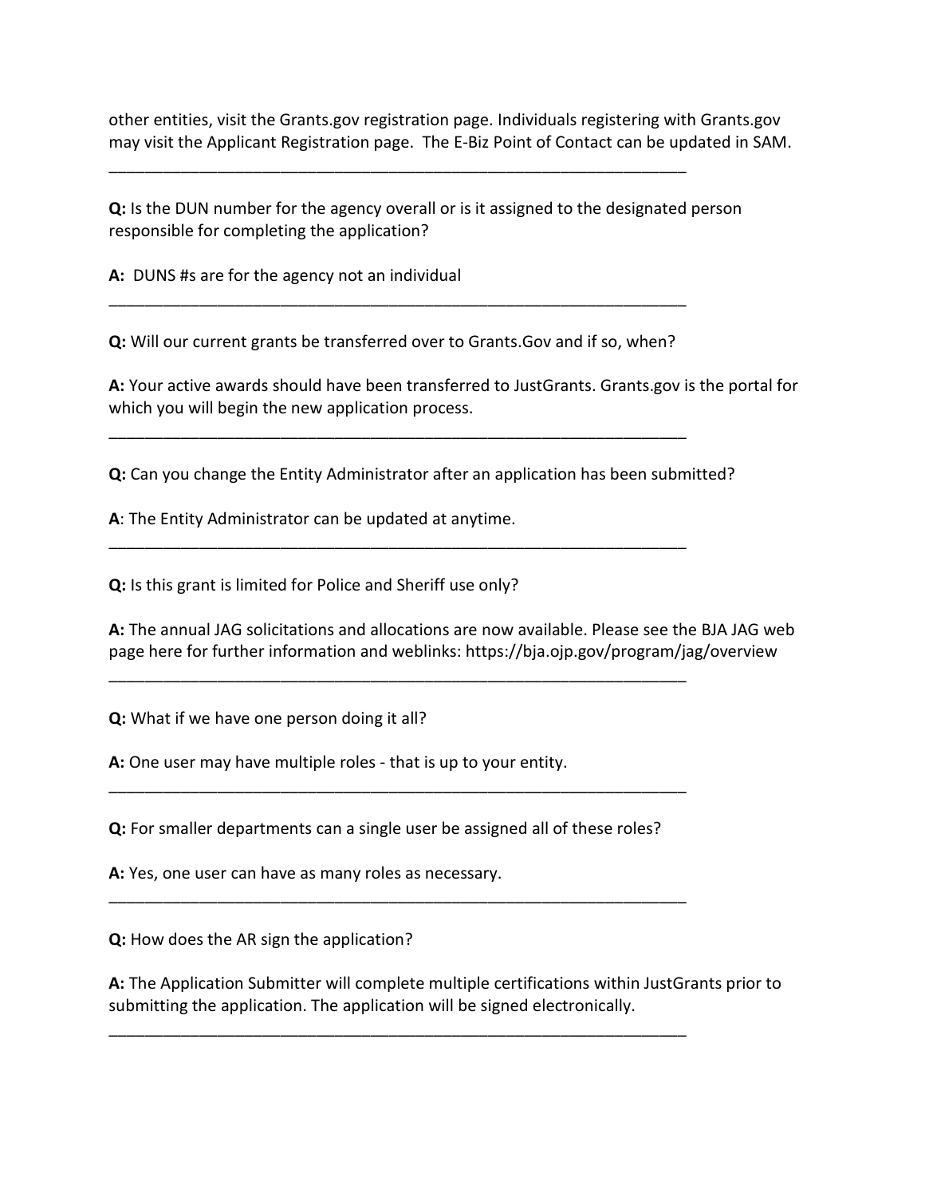other entities, visit the Grants.gov registration page. Individuals registering with Grants.gov may visit the Applicant Registration page.  The E-Biz Point of Contact can be updated in SAM.

---

**Q:** Is the DUN number for the agency overall or is it assigned to the designated person responsible for completing the application?

**A:**  DUNS #s are for the agency not an individual

---

**Q:** Will our current grants be transferred over to Grants.Gov and if so, when?

**A:** Your active awards should have been transferred to JustGrants. Grants.gov is the portal for which you will begin the new application process.

---

**Q:** Can you change the Entity Administrator after an application has been submitted?

**A**: The Entity Administrator can be updated at anytime.

---

**Q:** Is this grant is limited for Police and Sheriff use only?

**A:** The annual JAG solicitations and allocations are now available. Please see the BJA JAG web page here for further information and weblinks: https://bja.ojp.gov/program/jag/overview

---

**Q:** What if we have one person doing it all?

**A:** One user may have multiple roles - that is up to your entity.

---

**Q:** For smaller departments can a single user be assigned all of these roles?

**A:** Yes, one user can have as many roles as necessary.

---

**Q:** How does the AR sign the application?

**A:** The Application Submitter will complete multiple certifications within JustGrants prior to submitting the application. The application will be signed electronically.

---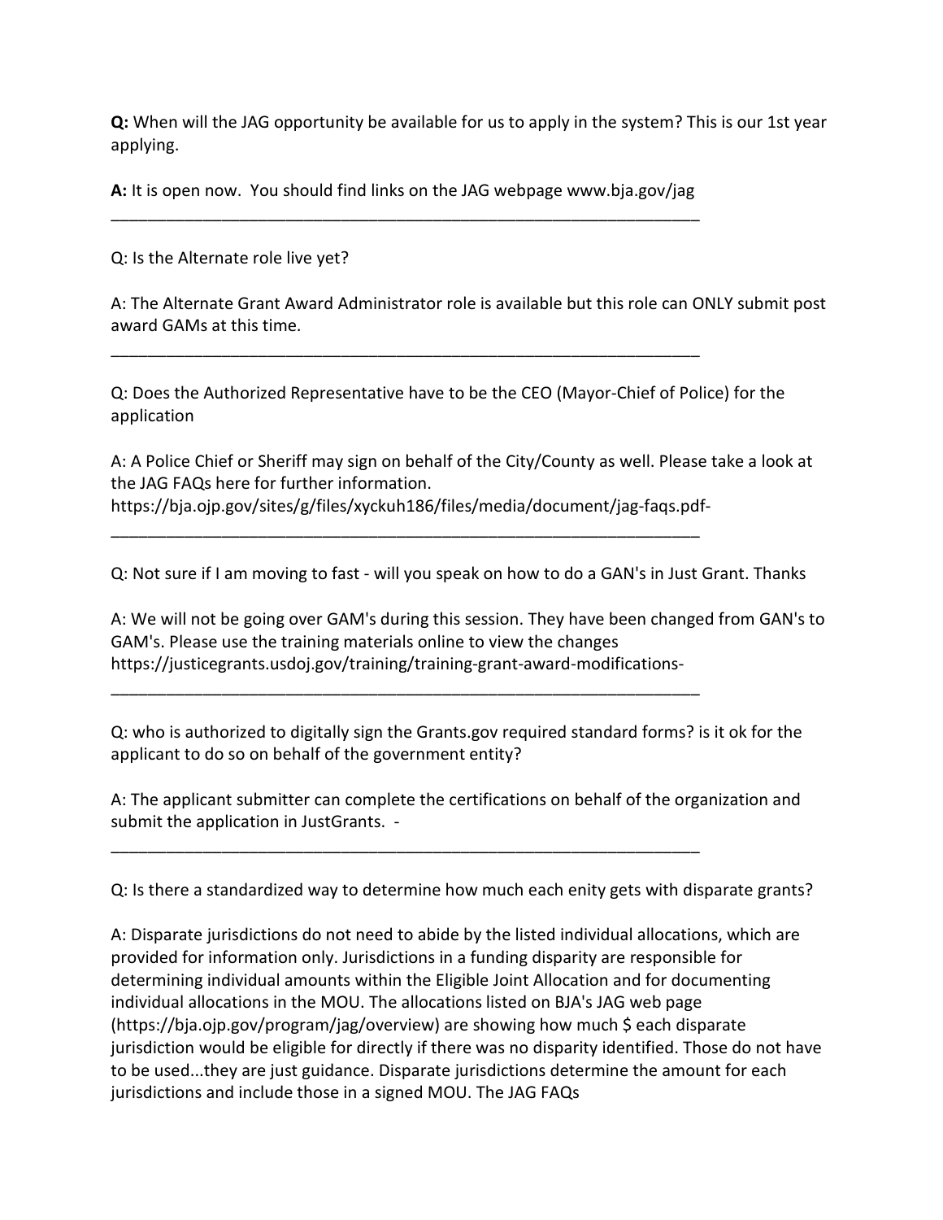**Q:** When will the JAG opportunity be available for us to apply in the system? This is our 1st year applying.

**A:** It is open now. You should find links on the JAG webpage www.bja.gov/jag

---

Q: Is the Alternate role live yet?

A: The Alternate Grant Award Administrator role is available but this role can ONLY submit post award GAMs at this time.

---

Q: Does the Authorized Representative have to be the CEO (Mayor-Chief of Police) for the application

A: A Police Chief or Sheriff may sign on behalf of the City/County as well. Please take a look at the JAG FAQs here for further information.
https://bja.ojp.gov/sites/g/files/xyckuh186/files/media/document/jag-faqs.pdf-

---

Q: Not sure if I am moving to fast - will you speak on how to do a GAN's in Just Grant. Thanks

A: We will not be going over GAM's during this session. They have been changed from GAN's to GAM's. Please use the training materials online to view the changes
https://justicegrants.usdoj.gov/training/training-grant-award-modifications-

---

Q: who is authorized to digitally sign the Grants.gov required standard forms? is it ok for the applicant to do so on behalf of the government entity?

A: The applicant submitter can complete the certifications on behalf of the organization and submit the application in JustGrants. -

---

Q: Is there a standardized way to determine how much each enity gets with disparate grants?

A: Disparate jurisdictions do not need to abide by the listed individual allocations, which are provided for information only. Jurisdictions in a funding disparity are responsible for determining individual amounts within the Eligible Joint Allocation and for documenting individual allocations in the MOU. The allocations listed on BJA's JAG web page (https://bja.ojp.gov/program/jag/overview) are showing how much $ each disparate jurisdiction would be eligible for directly if there was no disparity identified. Those do not have to be used...they are just guidance. Disparate jurisdictions determine the amount for each jurisdictions and include those in a signed MOU. The JAG FAQs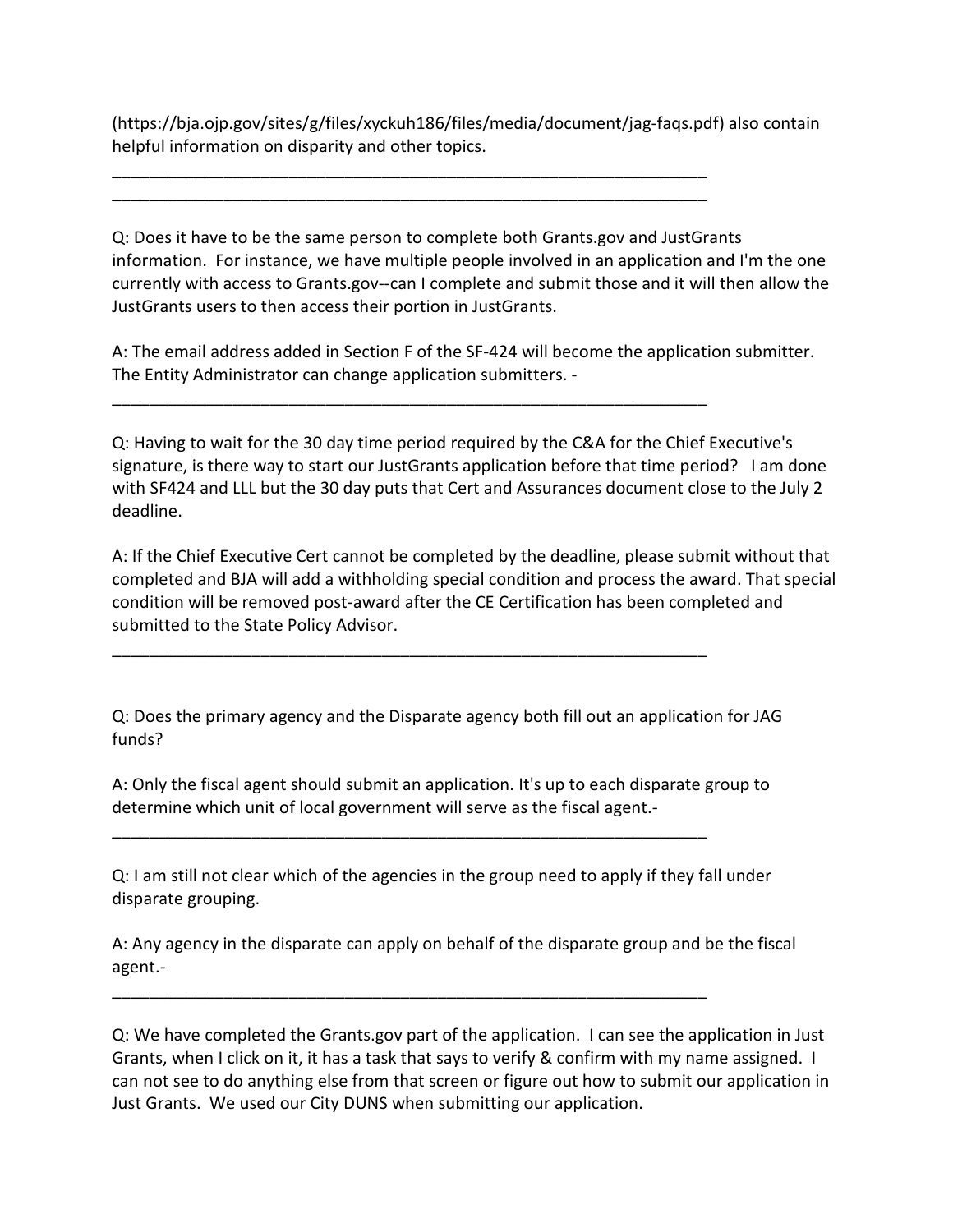(https://bja.ojp.gov/sites/g/files/xyckuh186/files/media/document/jag-faqs.pdf) also contain helpful information on disparity and other topics.

___________________________________________________________________

___________________________________________________________________

Q: Does it have to be the same person to complete both Grants.gov and JustGrants information. For instance, we have multiple people involved in an application and I'm the one currently with access to Grants.gov--can I complete and submit those and it will then allow the JustGrants users to then access their portion in JustGrants.

A: The email address added in Section F of the SF-424 will become the application submitter. The Entity Administrator can change application submitters. -

___________________________________________________________________

Q: Having to wait for the 30 day time period required by the C&A for the Chief Executive's signature, is there way to start our JustGrants application before that time period? I am done with SF424 and LLL but the 30 day puts that Cert and Assurances document close to the July 2 deadline.

A: If the Chief Executive Cert cannot be completed by the deadline, please submit without that completed and BJA will add a withholding special condition and process the award. That special condition will be removed post-award after the CE Certification has been completed and submitted to the State Policy Advisor.

___________________________________________________________________

Q: Does the primary agency and the Disparate agency both fill out an application for JAG funds?

A: Only the fiscal agent should submit an application. It's up to each disparate group to determine which unit of local government will serve as the fiscal agent.-

___________________________________________________________________

Q: I am still not clear which of the agencies in the group need to apply if they fall under disparate grouping.

A: Any agency in the disparate can apply on behalf of the disparate group and be the fiscal agent.-

___________________________________________________________________

Q: We have completed the Grants.gov part of the application. I can see the application in Just Grants, when I click on it, it has a task that says to verify & confirm with my name assigned. I can not see to do anything else from that screen or figure out how to submit our application in Just Grants. We used our City DUNS when submitting our application.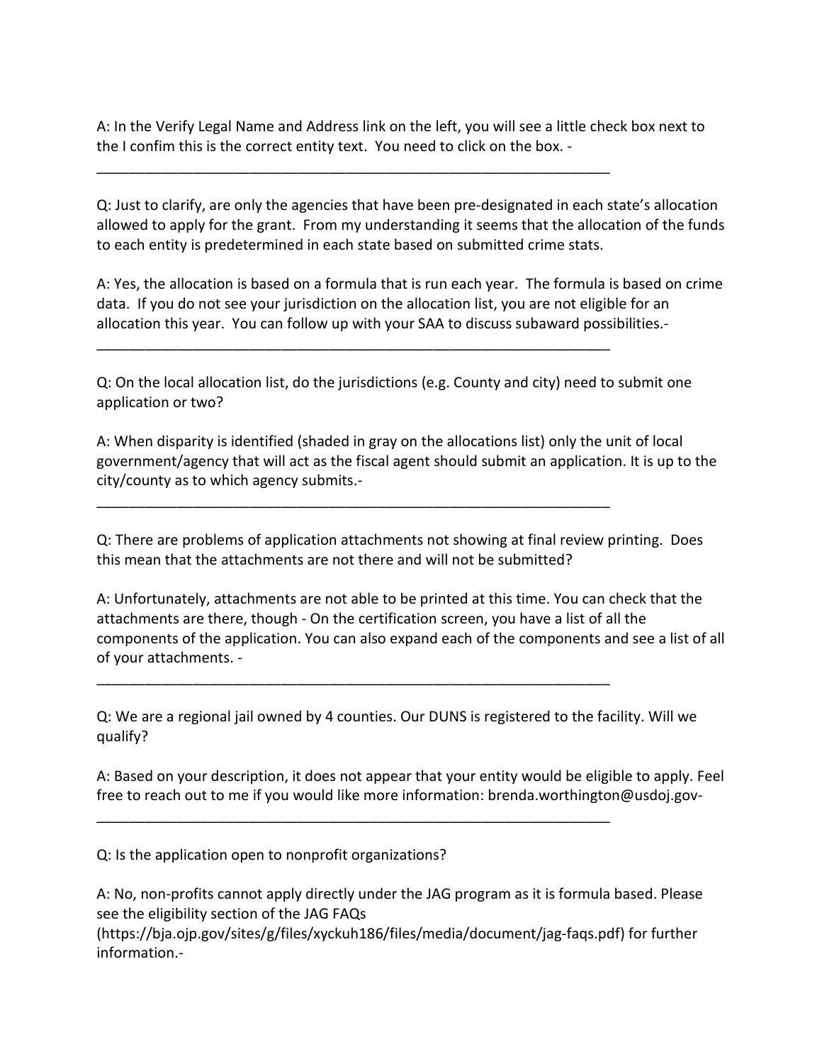A: In the Verify Legal Name and Address link on the left, you will see a little check box next to the I confim this is the correct entity text. You need to click on the box. -

___________________________________________________________________

Q: Just to clarify, are only the agencies that have been pre-designated in each state's allocation allowed to apply for the grant. From my understanding it seems that the allocation of the funds to each entity is predetermined in each state based on submitted crime stats.

A: Yes, the allocation is based on a formula that is run each year. The formula is based on crime data. If you do not see your jurisdiction on the allocation list, you are not eligible for an allocation this year. You can follow up with your SAA to discuss subaward possibilities.-

___________________________________________________________________

Q: On the local allocation list, do the jurisdictions (e.g. County and city) need to submit one application or two?

A: When disparity is identified (shaded in gray on the allocations list) only the unit of local government/agency that will act as the fiscal agent should submit an application. It is up to the city/county as to which agency submits.-

___________________________________________________________________

Q: There are problems of application attachments not showing at final review printing. Does this mean that the attachments are not there and will not be submitted?

A: Unfortunately, attachments are not able to be printed at this time. You can check that the attachments are there, though - On the certification screen, you have a list of all the components of the application. You can also expand each of the components and see a list of all of your attachments. -

___________________________________________________________________

Q: We are a regional jail owned by 4 counties. Our DUNS is registered to the facility. Will we qualify?

A: Based on your description, it does not appear that your entity would be eligible to apply. Feel free to reach out to me if you would like more information: brenda.worthington@usdoj.gov-

___________________________________________________________________

Q: Is the application open to nonprofit organizations?

A: No, non-profits cannot apply directly under the JAG program as it is formula based. Please see the eligibility section of the JAG FAQs (https://bja.ojp.gov/sites/g/files/xyckuh186/files/media/document/jag-faqs.pdf) for further information.-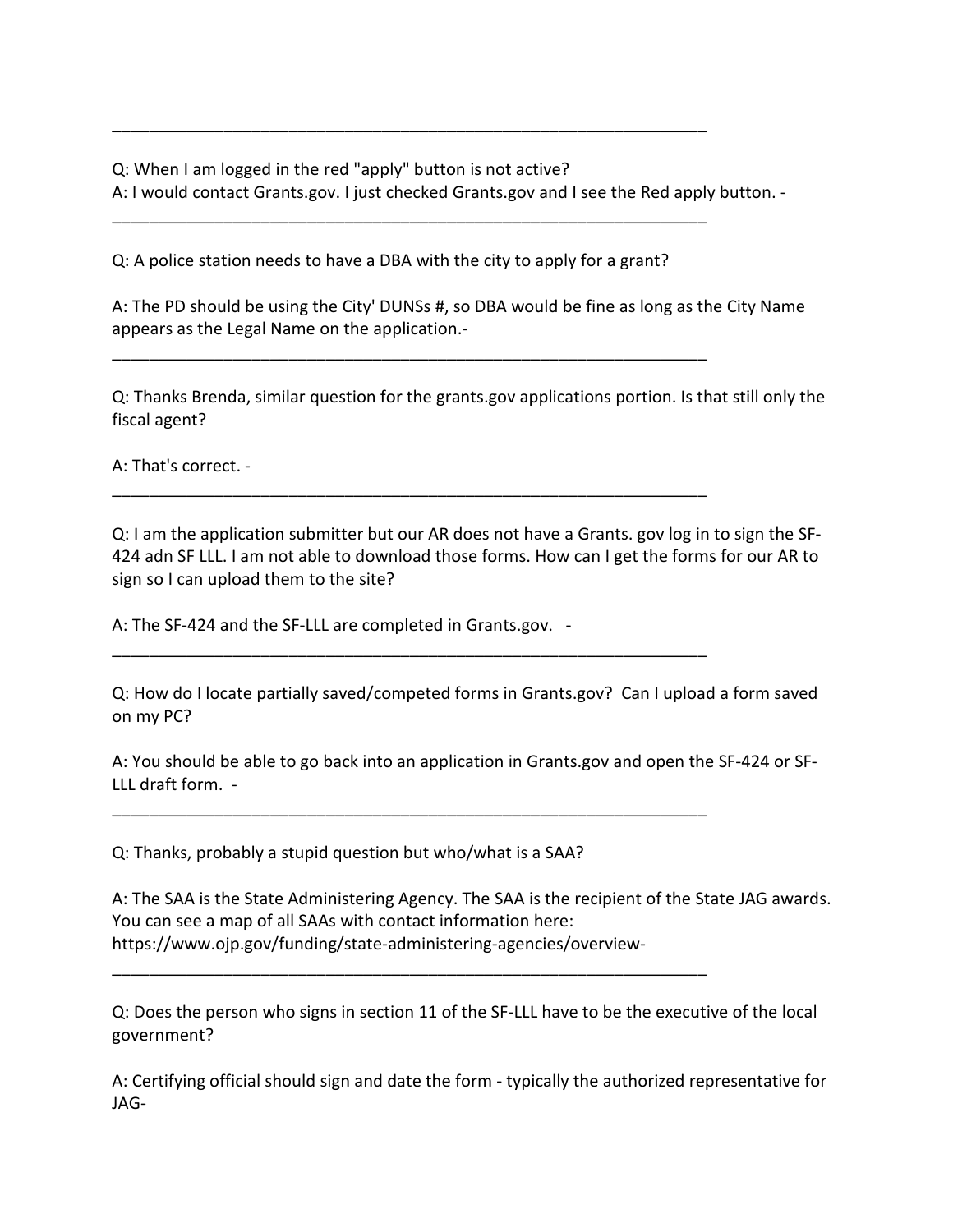---

Q: When I am logged in the red "apply" button is not active?
A: I would contact Grants.gov. I just checked Grants.gov and I see the Red apply button. -

---

Q: A police station needs to have a DBA with the city to apply for a grant?

A: The PD should be using the City' DUNSs #, so DBA would be fine as long as the City Name appears as the Legal Name on the application.-

---

Q: Thanks Brenda, similar question for the grants.gov applications portion. Is that still only the fiscal agent?

A: That's correct. -

---

Q: I am the application submitter but our AR does not have a Grants. gov log in to sign the SF-424 adn SF LLL. I am not able to download those forms. How can I get the forms for our AR to sign so I can upload them to the site?

A: The SF-424 and the SF-LLL are completed in Grants.gov. -

---

Q: How do I locate partially saved/competed forms in Grants.gov? Can I upload a form saved on my PC?

A: You should be able to go back into an application in Grants.gov and open the SF-424 or SF-LLL draft form. -

---

Q: Thanks, probably a stupid question but who/what is a SAA?

A: The SAA is the State Administering Agency. The SAA is the recipient of the State JAG awards. You can see a map of all SAAs with contact information here: https://www.ojp.gov/funding/state-administering-agencies/overview-

---

Q: Does the person who signs in section 11 of the SF-LLL have to be the executive of the local government?

A: Certifying official should sign and date the form - typically the authorized representative for JAG-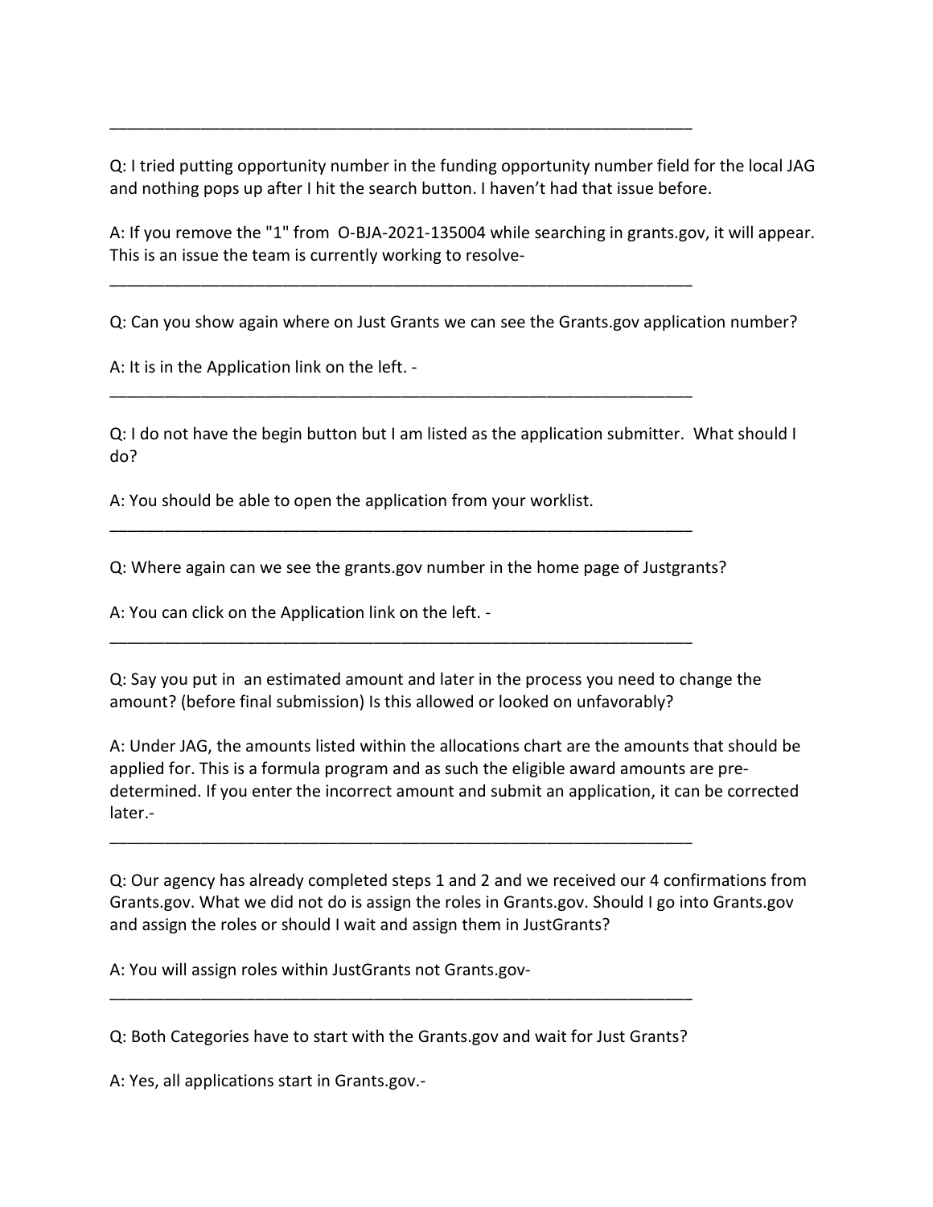---

Q: I tried putting opportunity number in the funding opportunity number field for the local JAG and nothing pops up after I hit the search button. I haven't had that issue before.

A: If you remove the "1" from O-BJA-2021-135004 while searching in grants.gov, it will appear. This is an issue the team is currently working to resolve-

---

Q: Can you show again where on Just Grants we can see the Grants.gov application number?

A: It is in the Application link on the left. -

---

Q: I do not have the begin button but I am listed as the application submitter. What should I do?

A: You should be able to open the application from your worklist.

---

Q: Where again can we see the grants.gov number in the home page of Justgrants?

A: You can click on the Application link on the left. -

---

Q: Say you put in an estimated amount and later in the process you need to change the amount? (before final submission) Is this allowed or looked on unfavorably?

A: Under JAG, the amounts listed within the allocations chart are the amounts that should be applied for. This is a formula program and as such the eligible award amounts are pre-determined. If you enter the incorrect amount and submit an application, it can be corrected later.-

---

Q: Our agency has already completed steps 1 and 2 and we received our 4 confirmations from Grants.gov. What we did not do is assign the roles in Grants.gov. Should I go into Grants.gov and assign the roles or should I wait and assign them in JustGrants?

A: You will assign roles within JustGrants not Grants.gov-

---

Q: Both Categories have to start with the Grants.gov and wait for Just Grants?

A: Yes, all applications start in Grants.gov.-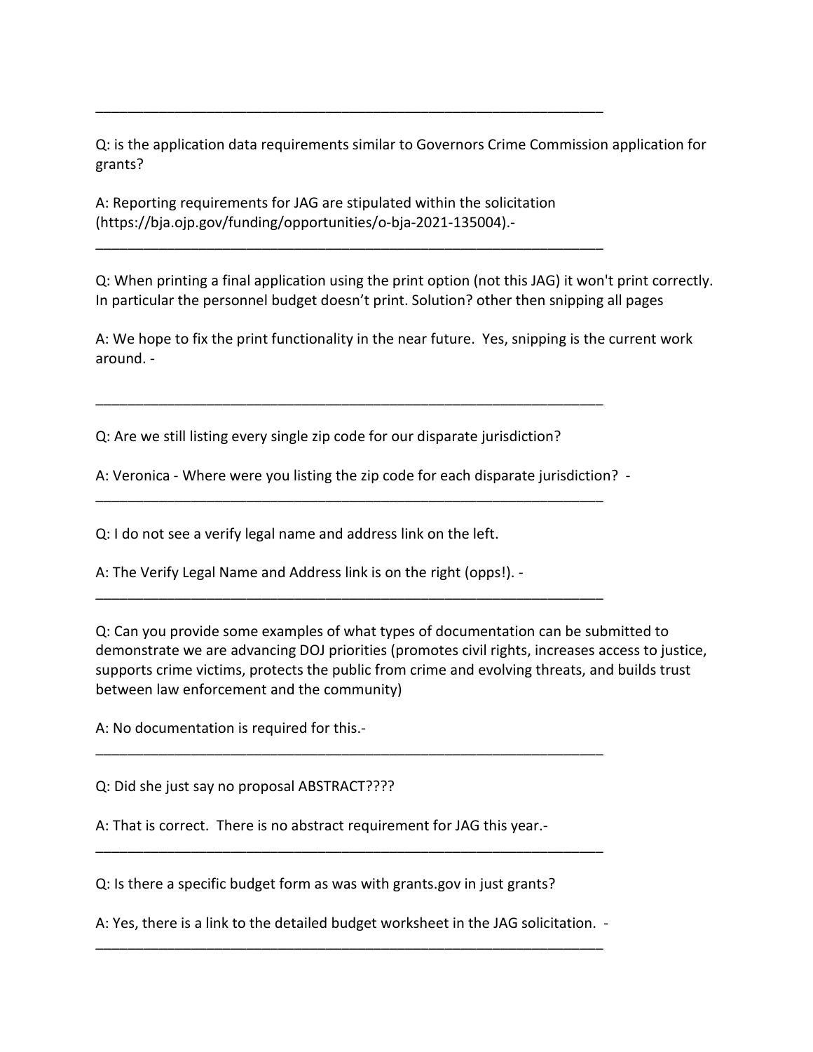---

Q: is the application data requirements similar to Governors Crime Commission application for grants?

A: Reporting requirements for JAG are stipulated within the solicitation (https://bja.ojp.gov/funding/opportunities/o-bja-2021-135004).-

---

Q: When printing a final application using the print option (not this JAG) it won't print correctly. In particular the personnel budget doesn't print. Solution? other then snipping all pages

A: We hope to fix the print functionality in the near future. Yes, snipping is the current work around. -

---

Q: Are we still listing every single zip code for our disparate jurisdiction?

A: Veronica - Where were you listing the zip code for each disparate jurisdiction? -

---

Q: I do not see a verify legal name and address link on the left.

A: The Verify Legal Name and Address link is on the right (opps!). -

---

Q: Can you provide some examples of what types of documentation can be submitted to demonstrate we are advancing DOJ priorities (promotes civil rights, increases access to justice, supports crime victims, protects the public from crime and evolving threats, and builds trust between law enforcement and the community)

A: No documentation is required for this.-

---

Q: Did she just say no proposal ABSTRACT????

A: That is correct. There is no abstract requirement for JAG this year.-

---

Q: Is there a specific budget form as was with grants.gov in just grants?

A: Yes, there is a link to the detailed budget worksheet in the JAG solicitation. -

---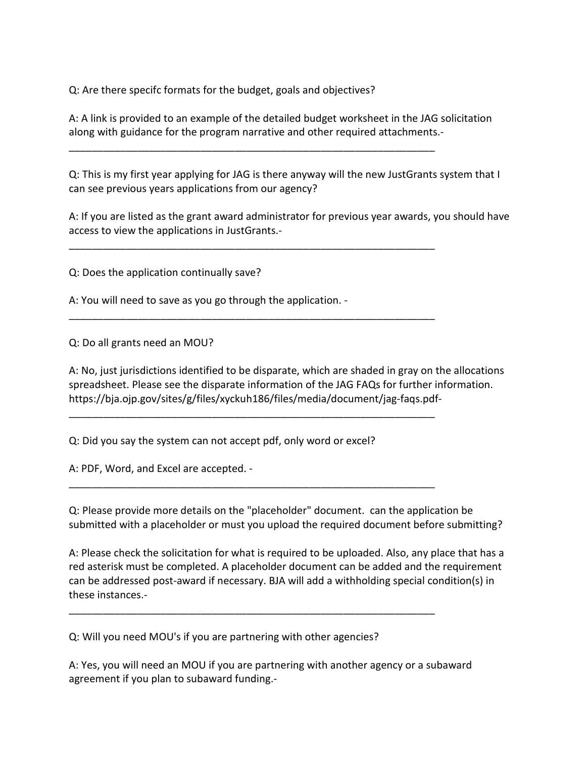Q: Are there specifc formats for the budget, goals and objectives?

A: A link is provided to an example of the detailed budget worksheet in the JAG solicitation along with guidance for the program narrative and other required attachments.-

___

Q: This is my first year applying for JAG is there anyway will the new JustGrants system that I can see previous years applications from our agency?

A: If you are listed as the grant award administrator for previous year awards, you should have access to view the applications in JustGrants.-

___

Q: Does the application continually save?

A: You will need to save as you go through the application. -

___

Q: Do all grants need an MOU?

A: No, just jurisdictions identified to be disparate, which are shaded in gray on the allocations spreadsheet. Please see the disparate information of the JAG FAQs for further information. https://bja.ojp.gov/sites/g/files/xyckuh186/files/media/document/jag-faqs.pdf-

___

Q: Did you say the system can not accept pdf, only word or excel?

A: PDF, Word, and Excel are accepted. -

___

Q: Please provide more details on the "placeholder" document. can the application be submitted with a placeholder or must you upload the required document before submitting?

A: Please check the solicitation for what is required to be uploaded. Also, any place that has a red asterisk must be completed. A placeholder document can be added and the requirement can be addressed post-award if necessary. BJA will add a withholding special condition(s) in these instances.-

___

Q: Will you need MOU's if you are partnering with other agencies?

A: Yes, you will need an MOU if you are partnering with another agency or a subaward agreement if you plan to subaward funding.-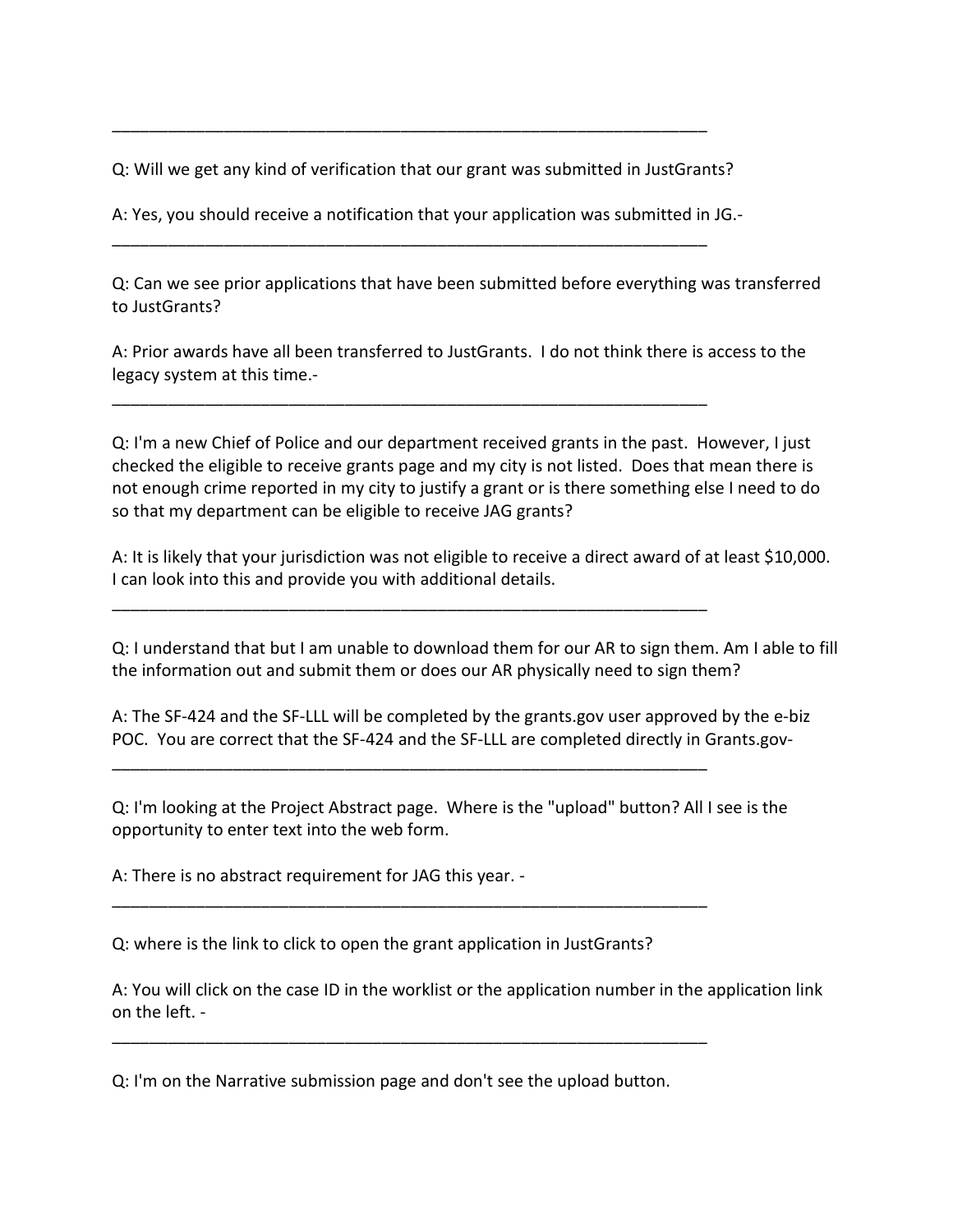___________________________________________________________________

Q: Will we get any kind of verification that our grant was submitted in JustGrants?

A: Yes, you should receive a notification that your application was submitted in JG.-

___________________________________________________________________

Q: Can we see prior applications that have been submitted before everything was transferred to JustGrants?

A: Prior awards have all been transferred to JustGrants. I do not think there is access to the legacy system at this time.-

___________________________________________________________________

Q: I'm a new Chief of Police and our department received grants in the past. However, I just checked the eligible to receive grants page and my city is not listed. Does that mean there is not enough crime reported in my city to justify a grant or is there something else I need to do so that my department can be eligible to receive JAG grants?

A: It is likely that your jurisdiction was not eligible to receive a direct award of at least $10,000. I can look into this and provide you with additional details.

___________________________________________________________________

Q: I understand that but I am unable to download them for our AR to sign them. Am I able to fill the information out and submit them or does our AR physically need to sign them?

A: The SF-424 and the SF-LLL will be completed by the grants.gov user approved by the e-biz POC. You are correct that the SF-424 and the SF-LLL are completed directly in Grants.gov-

___________________________________________________________________

Q: I'm looking at the Project Abstract page. Where is the "upload" button? All I see is the opportunity to enter text into the web form.

A: There is no abstract requirement for JAG this year. -

___________________________________________________________________

Q: where is the link to click to open the grant application in JustGrants?

A: You will click on the case ID in the worklist or the application number in the application link on the left. -

___________________________________________________________________

Q: I'm on the Narrative submission page and don't see the upload button.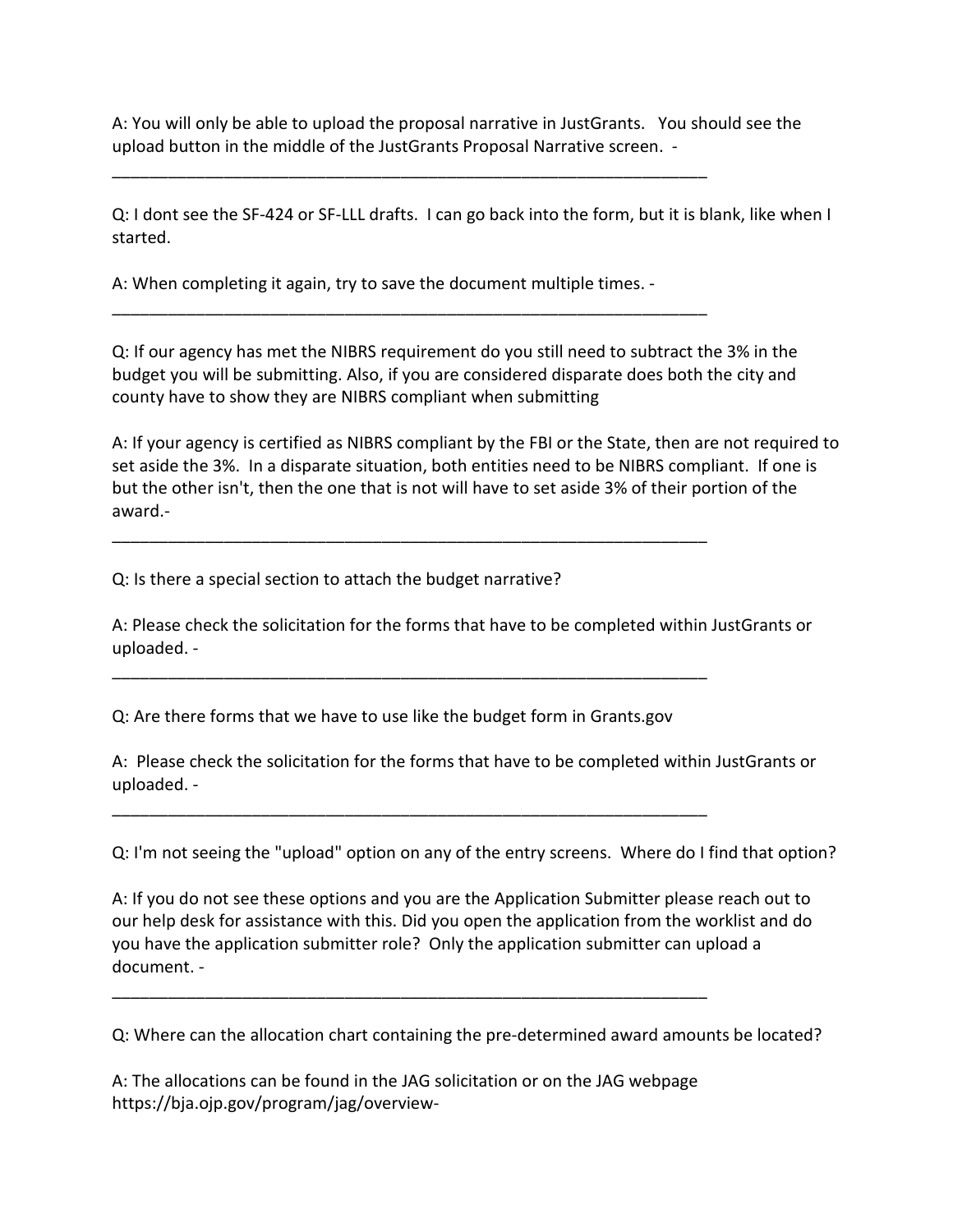A: You will only be able to upload the proposal narrative in JustGrants. You should see the upload button in the middle of the JustGrants Proposal Narrative screen. -

_________________________________________________________________

Q: I dont see the SF-424 or SF-LLL drafts. I can go back into the form, but it is blank, like when I started.

A: When completing it again, try to save the document multiple times. -

_________________________________________________________________

Q: If our agency has met the NIBRS requirement do you still need to subtract the 3% in the budget you will be submitting. Also, if you are considered disparate does both the city and county have to show they are NIBRS compliant when submitting

A: If your agency is certified as NIBRS compliant by the FBI or the State, then are not required to set aside the 3%. In a disparate situation, both entities need to be NIBRS compliant. If one is but the other isn't, then the one that is not will have to set aside 3% of their portion of the award.-

_________________________________________________________________

Q: Is there a special section to attach the budget narrative?

A: Please check the solicitation for the forms that have to be completed within JustGrants or uploaded. -

_________________________________________________________________

Q: Are there forms that we have to use like the budget form in Grants.gov

A: Please check the solicitation for the forms that have to be completed within JustGrants or uploaded. -

_________________________________________________________________

Q: I'm not seeing the "upload" option on any of the entry screens. Where do I find that option?

A: If you do not see these options and you are the Application Submitter please reach out to our help desk for assistance with this. Did you open the application from the worklist and do you have the application submitter role? Only the application submitter can upload a document. -

_________________________________________________________________

Q: Where can the allocation chart containing the pre-determined award amounts be located?

A: The allocations can be found in the JAG solicitation or on the JAG webpage https://bja.ojp.gov/program/jag/overview-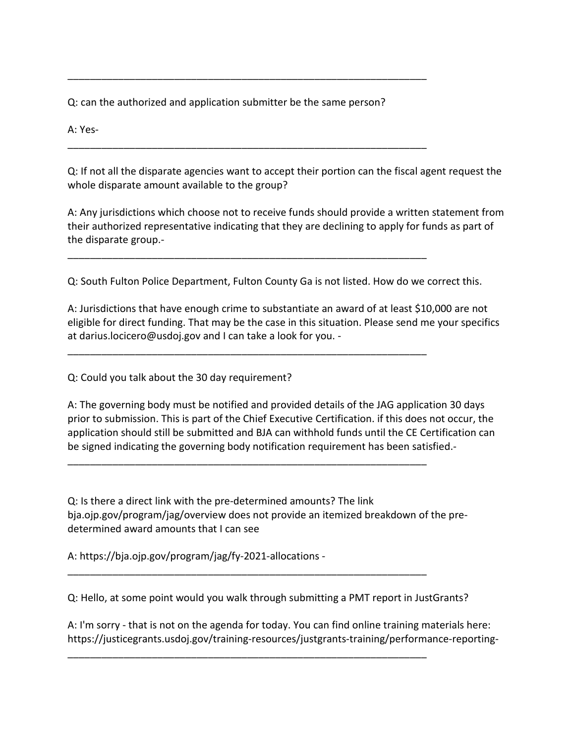___

Q: can the authorized and application submitter be the same person?

A: Yes-

___

Q: If not all the disparate agencies want to accept their portion can the fiscal agent request the whole disparate amount available to the group?

A: Any jurisdictions which choose not to receive funds should provide a written statement from their authorized representative indicating that they are declining to apply for funds as part of the disparate group.-

___

Q: South Fulton Police Department, Fulton County Ga is not listed. How do we correct this.

A: Jurisdictions that have enough crime to substantiate an award of at least $10,000 are not eligible for direct funding. That may be the case in this situation. Please send me your specifics at darius.locicero@usdoj.gov and I can take a look for you. -

___

Q: Could you talk about the 30 day requirement?

A: The governing body must be notified and provided details of the JAG application 30 days prior to submission. This is part of the Chief Executive Certification. if this does not occur, the application should still be submitted and BJA can withhold funds until the CE Certification can be signed indicating the governing body notification requirement has been satisfied.-

___

Q: Is there a direct link with the pre-determined amounts? The link bja.ojp.gov/program/jag/overview does not provide an itemized breakdown of the pre-determined award amounts that I can see

A: https://bja.ojp.gov/program/jag/fy-2021-allocations -

___

Q: Hello, at some point would you walk through submitting a PMT report in JustGrants?

A: I'm sorry - that is not on the agenda for today. You can find online training materials here: https://justicegrants.usdoj.gov/training-resources/justgrants-training/performance-reporting-

___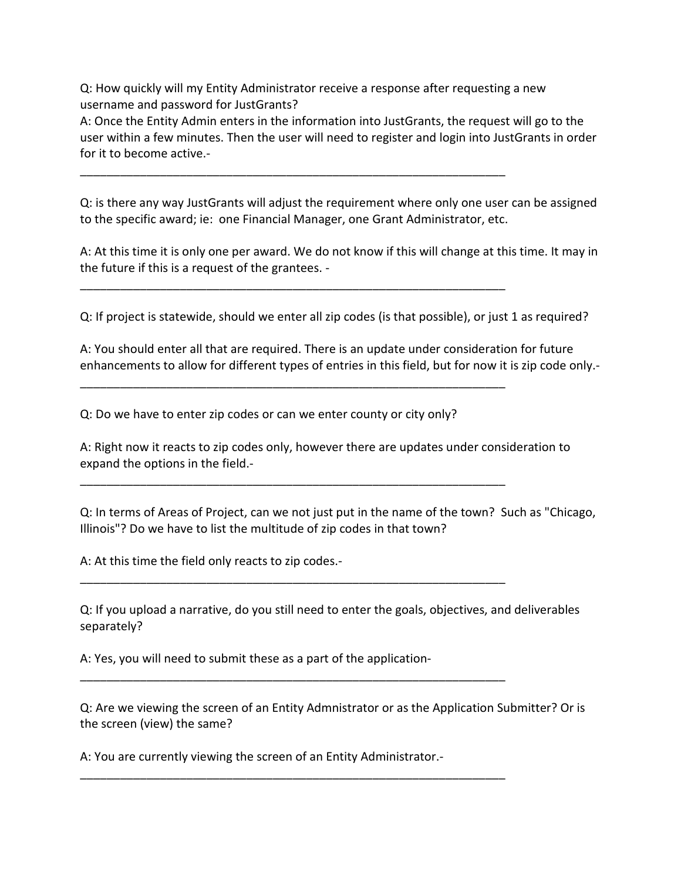Q: How quickly will my Entity Administrator receive a response after requesting a new username and password for JustGrants?

A: Once the Entity Admin enters in the information into JustGrants, the request will go to the user within a few minutes. Then the user will need to register and login into JustGrants in order for it to become active.-

_______________________________________________________________

Q: is there any way JustGrants will adjust the requirement where only one user can be assigned to the specific award; ie: one Financial Manager, one Grant Administrator, etc.

A: At this time it is only one per award. We do not know if this will change at this time. It may in the future if this is a request of the grantees. -

_______________________________________________________________

Q: If project is statewide, should we enter all zip codes (is that possible), or just 1 as required?

A: You should enter all that are required. There is an update under consideration for future enhancements to allow for different types of entries in this field, but for now it is zip code only.-

_______________________________________________________________

Q: Do we have to enter zip codes or can we enter county or city only?

A: Right now it reacts to zip codes only, however there are updates under consideration to expand the options in the field.-

_______________________________________________________________

Q: In terms of Areas of Project, can we not just put in the name of the town? Such as "Chicago, Illinois"? Do we have to list the multitude of zip codes in that town?

A: At this time the field only reacts to zip codes.-

_______________________________________________________________

Q: If you upload a narrative, do you still need to enter the goals, objectives, and deliverables separately?

A: Yes, you will need to submit these as a part of the application-

_______________________________________________________________

Q: Are we viewing the screen of an Entity Admnistrator or as the Application Submitter? Or is the screen (view) the same?

A: You are currently viewing the screen of an Entity Administrator.-

_______________________________________________________________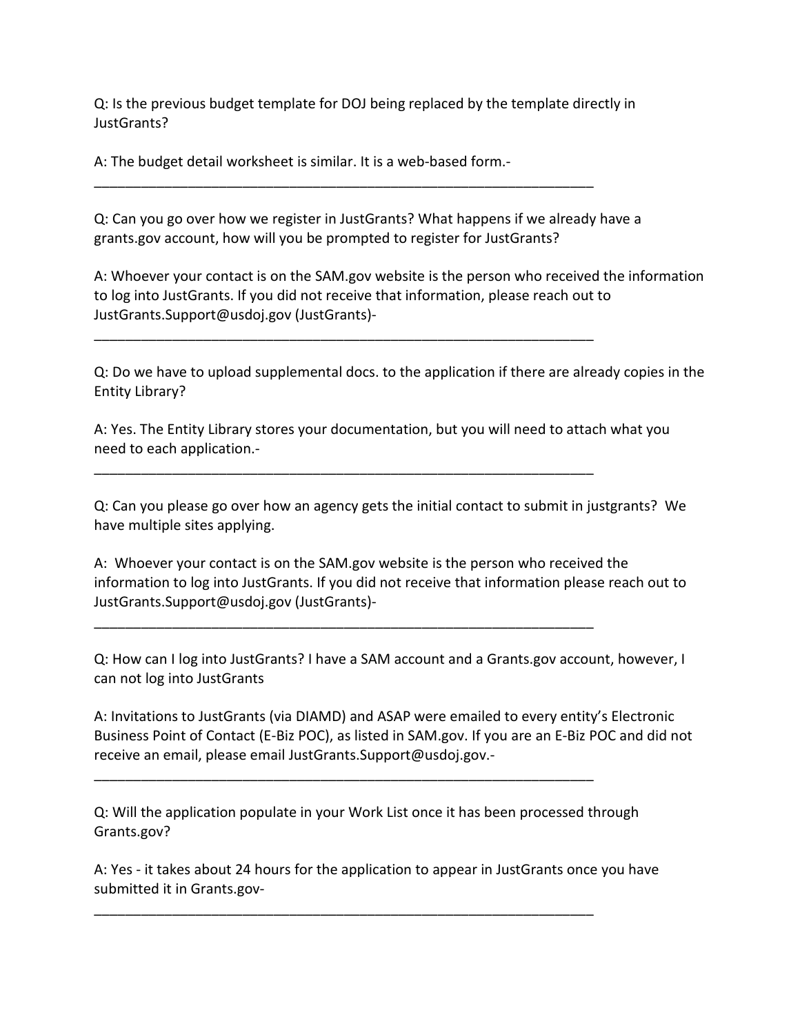Q: Is the previous budget template for DOJ being replaced by the template directly in JustGrants?

A: The budget detail worksheet is similar. It is a web-based form.-

---

Q: Can you go over how we register in JustGrants? What happens if we already have a grants.gov account, how will you be prompted to register for JustGrants?

A: Whoever your contact is on the SAM.gov website is the person who received the information to log into JustGrants. If you did not receive that information, please reach out to JustGrants.Support@usdoj.gov (JustGrants)-

---

Q: Do we have to upload supplemental docs. to the application if there are already copies in the Entity Library?

A: Yes. The Entity Library stores your documentation, but you will need to attach what you need to each application.-

---

Q: Can you please go over how an agency gets the initial contact to submit in justgrants? We have multiple sites applying.

A: Whoever your contact is on the SAM.gov website is the person who received the information to log into JustGrants. If you did not receive that information please reach out to JustGrants.Support@usdoj.gov (JustGrants)-

---

Q: How can I log into JustGrants? I have a SAM account and a Grants.gov account, however, I can not log into JustGrants

A: Invitations to JustGrants (via DIAMD) and ASAP were emailed to every entity's Electronic Business Point of Contact (E-Biz POC), as listed in SAM.gov. If you are an E-Biz POC and did not receive an email, please email JustGrants.Support@usdoj.gov.-

---

Q: Will the application populate in your Work List once it has been processed through Grants.gov?

A: Yes - it takes about 24 hours for the application to appear in JustGrants once you have submitted it in Grants.gov-

---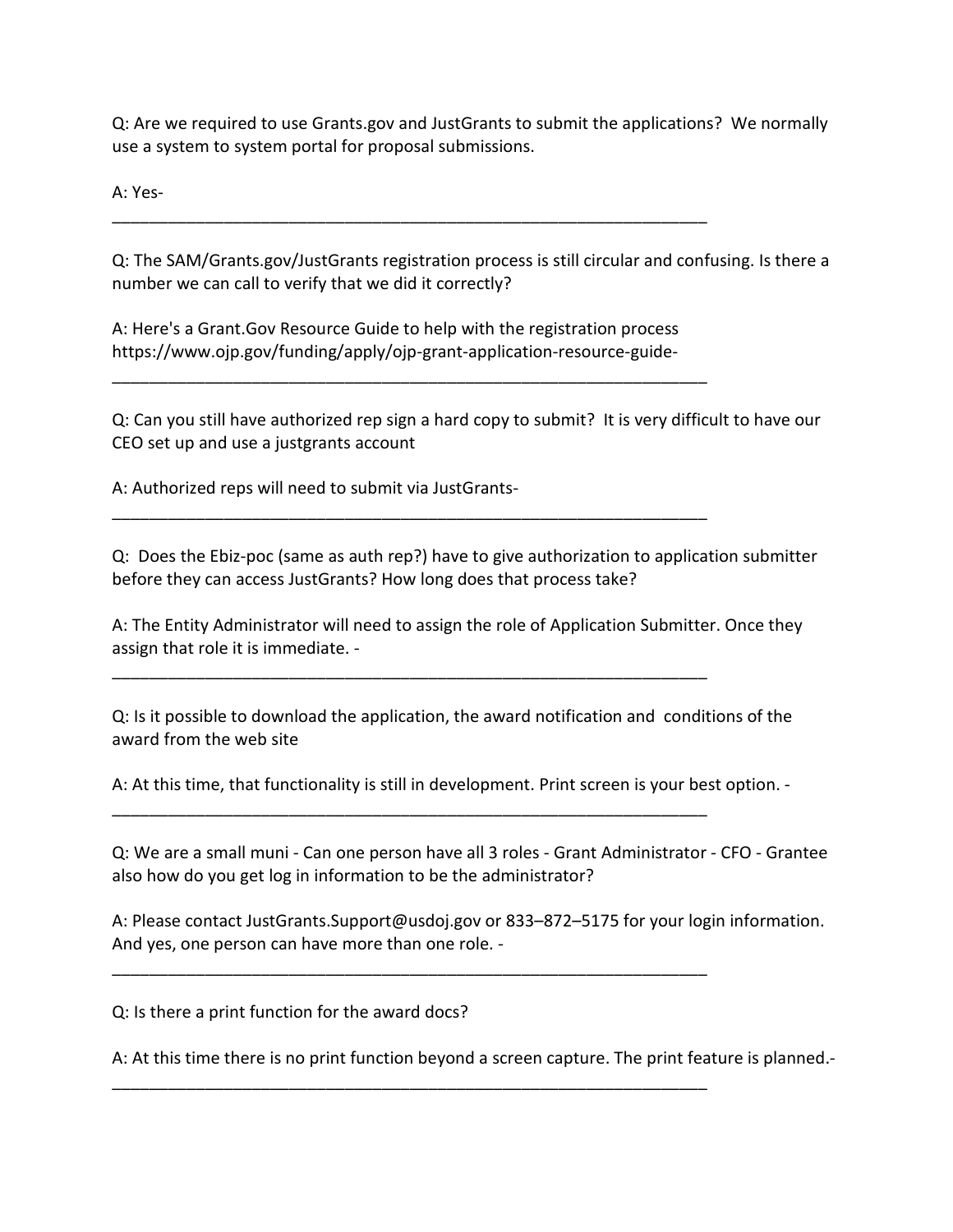Q: Are we required to use Grants.gov and JustGrants to submit the applications? We normally use a system to system portal for proposal submissions.

A: Yes-

---

Q: The SAM/Grants.gov/JustGrants registration process is still circular and confusing. Is there a number we can call to verify that we did it correctly?

A: Here's a Grant.Gov Resource Guide to help with the registration process https://www.ojp.gov/funding/apply/ojp-grant-application-resource-guide-

---

Q: Can you still have authorized rep sign a hard copy to submit? It is very difficult to have our CEO set up and use a justgrants account

A: Authorized reps will need to submit via JustGrants-

---

Q: Does the Ebiz-poc (same as auth rep?) have to give authorization to application submitter before they can access JustGrants? How long does that process take?

A: The Entity Administrator will need to assign the role of Application Submitter. Once they assign that role it is immediate. -

---

Q: Is it possible to download the application, the award notification and conditions of the award from the web site

A: At this time, that functionality is still in development. Print screen is your best option. -

---

Q: We are a small muni - Can one person have all 3 roles - Grant Administrator - CFO - Grantee also how do you get log in information to be the administrator?

A: Please contact JustGrants.Support@usdoj.gov or 833–872–5175 for your login information. And yes, one person can have more than one role. -

---

Q: Is there a print function for the award docs?

A: At this time there is no print function beyond a screen capture. The print feature is planned.-

---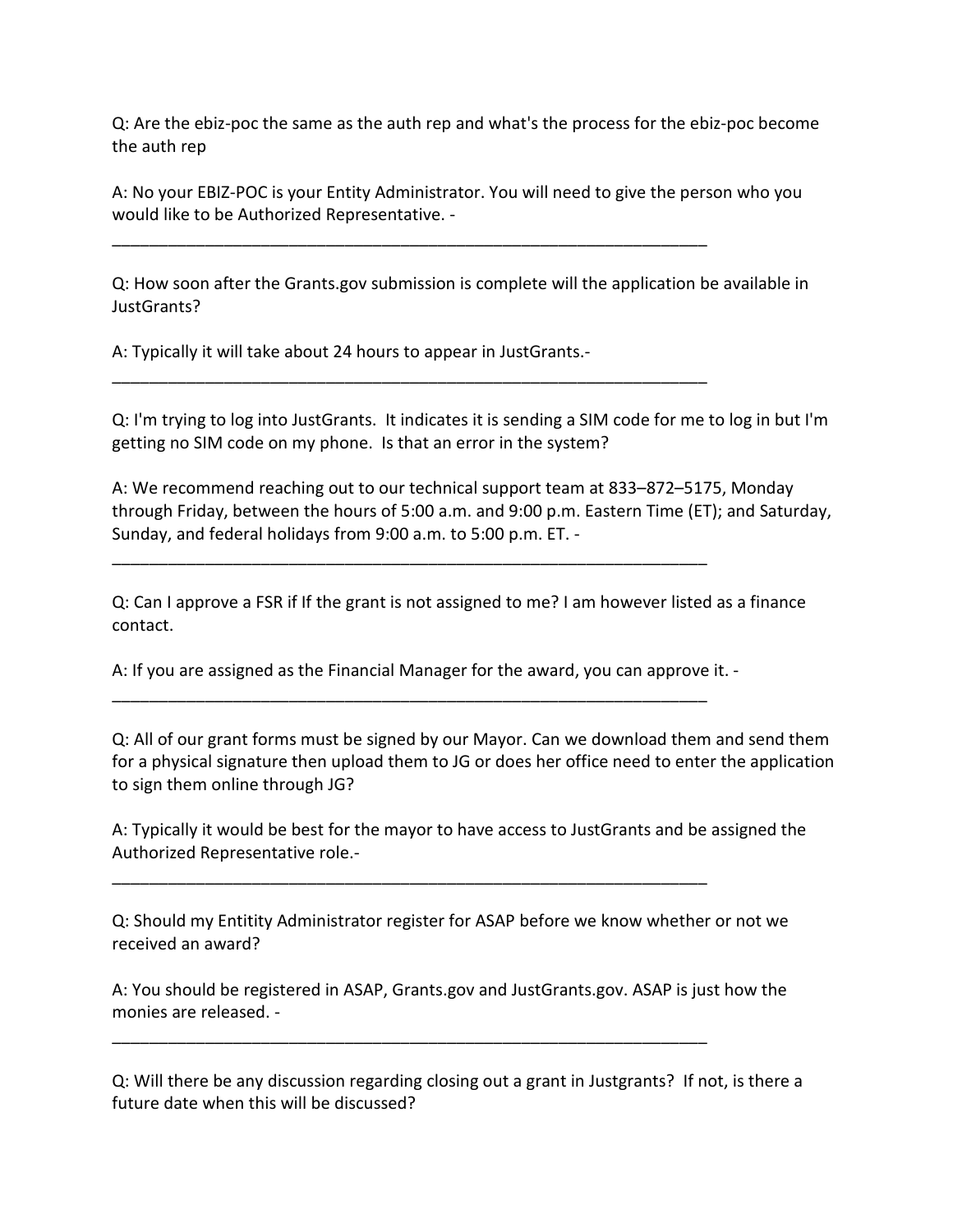Q: Are the ebiz-poc the same as the auth rep and what's the process for the ebiz-poc become the auth rep

A: No your EBIZ-POC is your Entity Administrator. You will need to give the person who you would like to be Authorized Representative. -

___________________________________________________________________

Q: How soon after the Grants.gov submission is complete will the application be available in JustGrants?

A: Typically it will take about 24 hours to appear in JustGrants.-

___________________________________________________________________

Q: I'm trying to log into JustGrants. It indicates it is sending a SIM code for me to log in but I'm getting no SIM code on my phone. Is that an error in the system?

A: We recommend reaching out to our technical support team at 833–872–5175, Monday through Friday, between the hours of 5:00 a.m. and 9:00 p.m. Eastern Time (ET); and Saturday, Sunday, and federal holidays from 9:00 a.m. to 5:00 p.m. ET. -

___________________________________________________________________

Q: Can I approve a FSR if If the grant is not assigned to me? I am however listed as a finance contact.

A: If you are assigned as the Financial Manager for the award, you can approve it. -

___________________________________________________________________

Q: All of our grant forms must be signed by our Mayor. Can we download them and send them for a physical signature then upload them to JG or does her office need to enter the application to sign them online through JG?

A: Typically it would be best for the mayor to have access to JustGrants and be assigned the Authorized Representative role.-

___________________________________________________________________

Q: Should my Entitity Administrator register for ASAP before we know whether or not we received an award?

A: You should be registered in ASAP, Grants.gov and JustGrants.gov. ASAP is just how the monies are released. -

___________________________________________________________________

Q: Will there be any discussion regarding closing out a grant in Justgrants? If not, is there a future date when this will be discussed?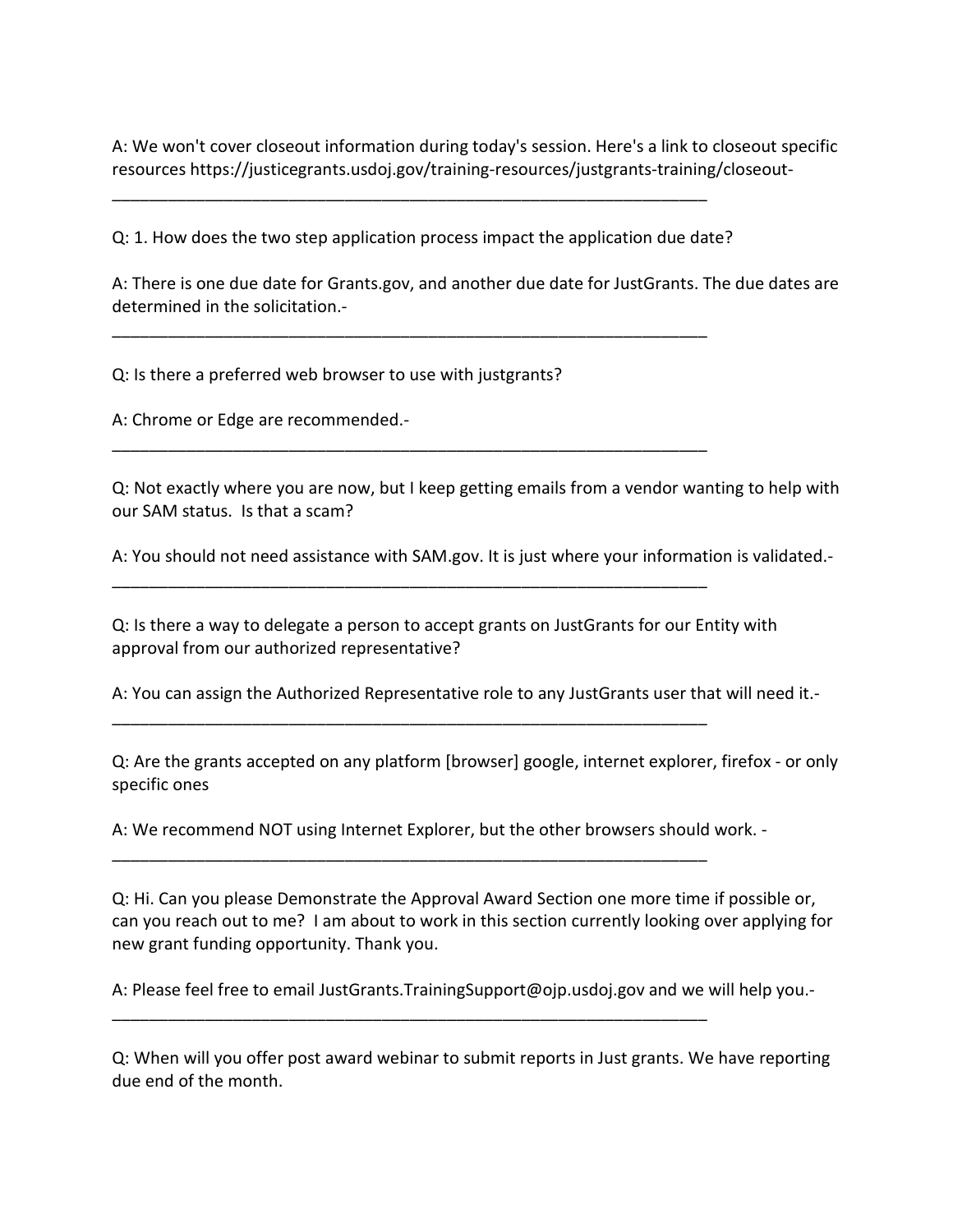A: We won't cover closeout information during today's session. Here's a link to closeout specific resources https://justicegrants.usdoj.gov/training-resources/justgrants-training/closeout-

___________________________________________________________________

Q: 1. How does the two step application process impact the application due date?

A: There is one due date for Grants.gov, and another due date for JustGrants. The due dates are determined in the solicitation.-

___________________________________________________________________

Q: Is there a preferred web browser to use with justgrants?

A: Chrome or Edge are recommended.-

___________________________________________________________________

Q: Not exactly where you are now, but I keep getting emails from a vendor wanting to help with our SAM status. Is that a scam?

A: You should not need assistance with SAM.gov. It is just where your information is validated.-

___________________________________________________________________

Q: Is there a way to delegate a person to accept grants on JustGrants for our Entity with approval from our authorized representative?

A: You can assign the Authorized Representative role to any JustGrants user that will need it.-

___________________________________________________________________

Q: Are the grants accepted on any platform [browser] google, internet explorer, firefox - or only specific ones

A: We recommend NOT using Internet Explorer, but the other browsers should work. -

___________________________________________________________________

Q: Hi. Can you please Demonstrate the Approval Award Section one more time if possible or, can you reach out to me? I am about to work in this section currently looking over applying for new grant funding opportunity. Thank you.

A: Please feel free to email JustGrants.TrainingSupport@ojp.usdoj.gov and we will help you.-

___________________________________________________________________

Q: When will you offer post award webinar to submit reports in Just grants. We have reporting due end of the month.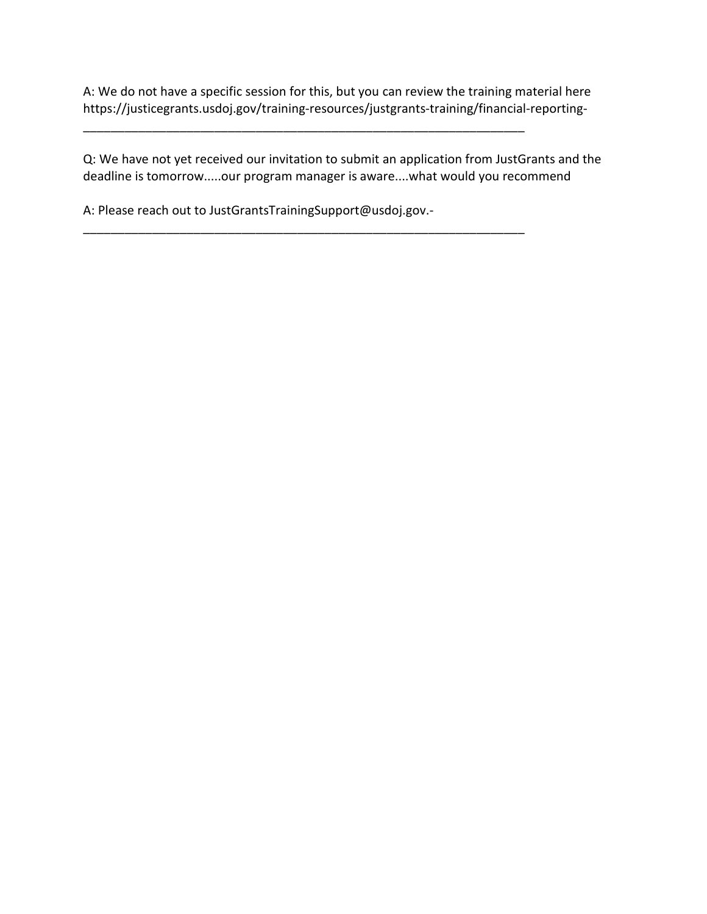A: We do not have a specific session for this, but you can review the training material here https://justicegrants.usdoj.gov/training-resources/justgrants-training/financial-reporting-

_________________________________________________________________

Q: We have not yet received our invitation to submit an application from JustGrants and the deadline is tomorrow.....our program manager is aware....what would you recommend

A: Please reach out to JustGrantsTrainingSupport@usdoj.gov.-

_________________________________________________________________